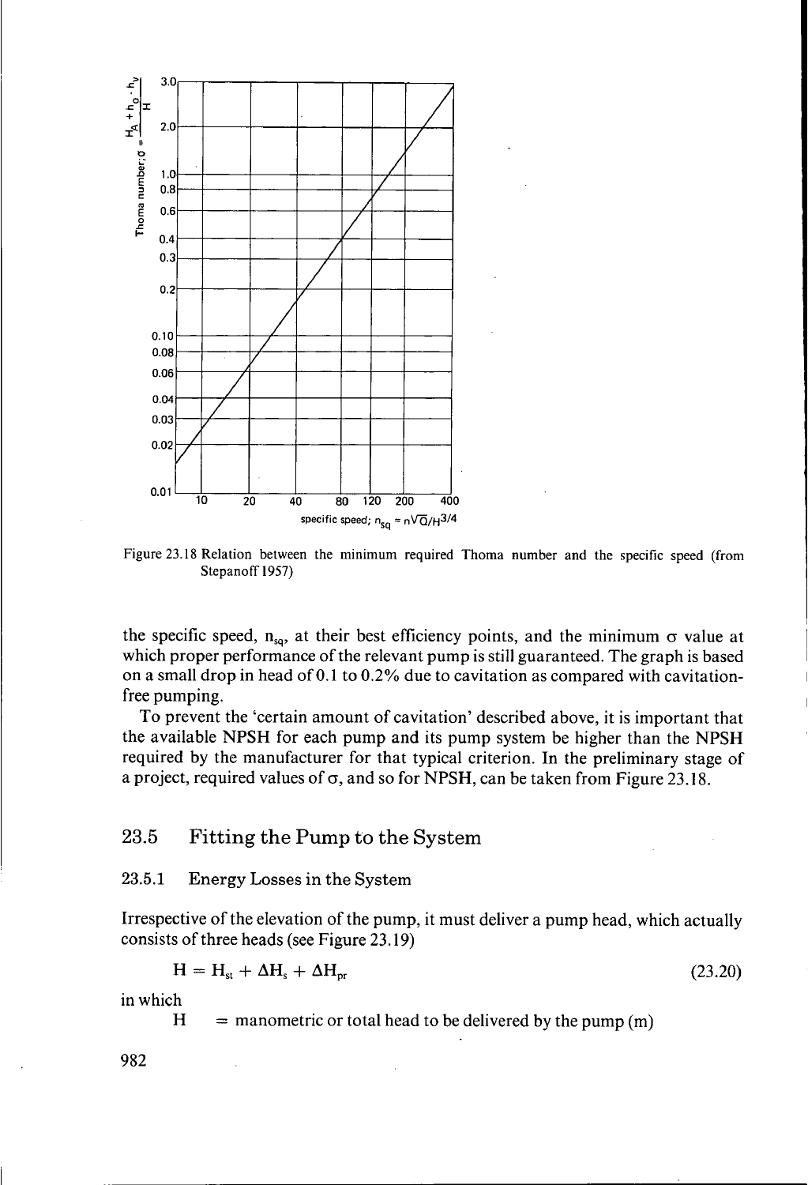Figure 23.18 Relation between the minimum required Thoma number and the specific speed (from Stepanoff 1957)

the specific speed, $n_{sq}$, at their best efficiency points, and the minimum $\sigma$ value at which proper performance of the relevant pump is still guaranteed. The graph is based on a small drop in head of 0.1 to 0.2% due to cavitation as compared with cavitation-free pumping.

To prevent the 'certain amount of cavitation' described above, it is important that the available NPSH for each pump and its pump system be higher than the NPSH required by the manufacturer for that typical criterion. In the preliminary stage of a project, required values of $\sigma$, and so for NPSH, can be taken from Figure 23.18.

## 23.5 Fitting the Pump to the System

### 23.5.1 Energy Losses in the System

Irrespective of the elevation of the pump, it must deliver a pump head, which actually consists of three heads (see Figure 23.19)

$$H = H_{st} + \Delta H_s + \Delta H_{pr} \tag{23.20}$$

in which

$H$ = manometric or total head to be delivered by the pump (m)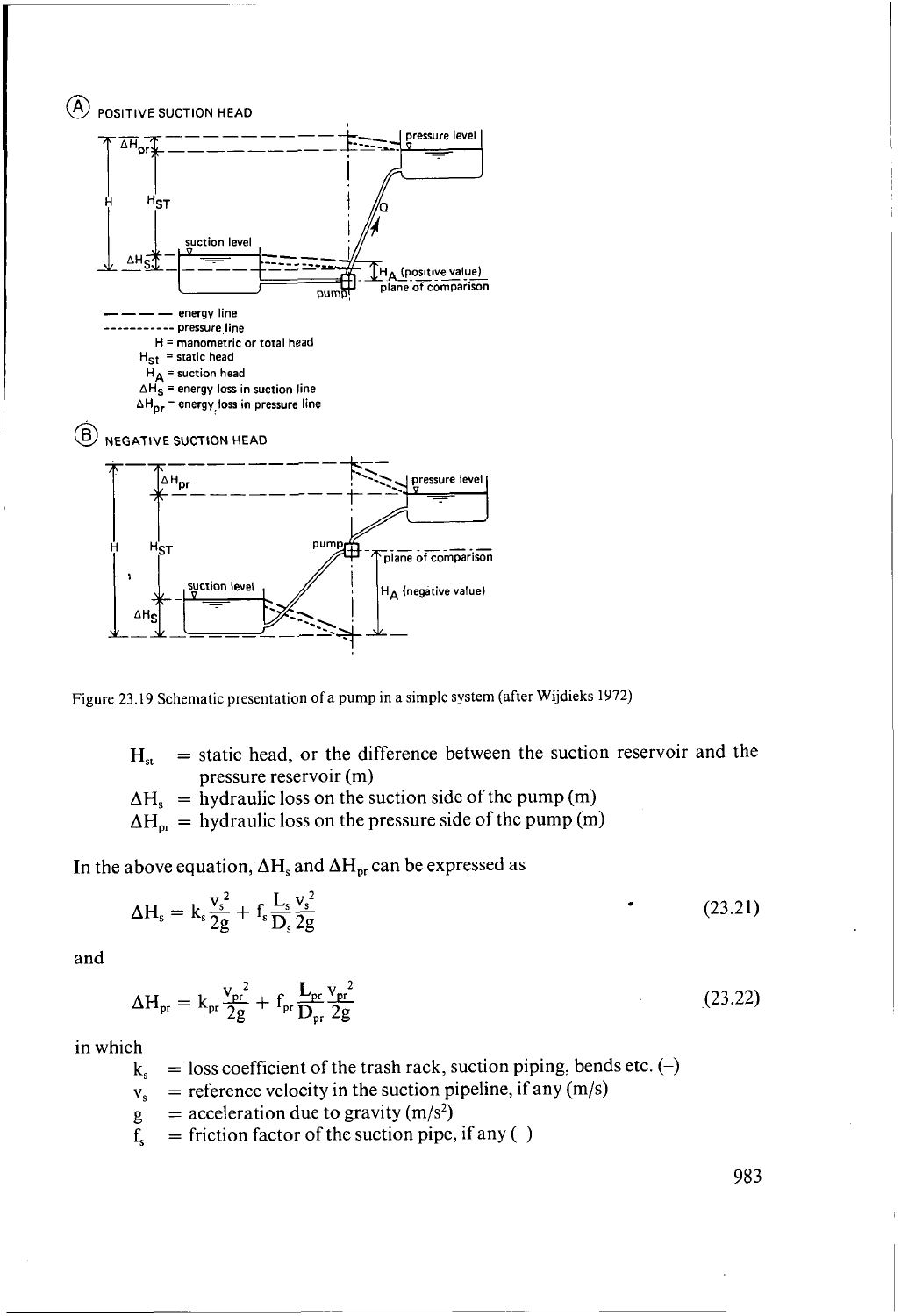Ⓐ POSITIVE SUCTION HEAD

— — — — energy line
- - - - - - - - pressure line
H = manometric or total head
$H_{st}$ = static head
$H_A$ = suction head
$\Delta H_S$ = energy loss in suction line
$\Delta H_{pr}$ = energy loss in pressure line

Ⓑ NEGATIVE SUCTION HEAD

Figure 23.19 Schematic presentation of a pump in a simple system (after Wijdieks 1972)

$H_{st}$ = static head, or the difference between the suction reservoir and the pressure reservoir (m)
$\Delta H_s$ = hydraulic loss on the suction side of the pump (m)
$\Delta H_{pr}$ = hydraulic loss on the pressure side of the pump (m)

In the above equation, $\Delta H_s$ and $\Delta H_{pr}$ can be expressed as

$$\Delta H_s = k_s \frac{v_s^2}{2g} + f_s \frac{L_s}{D_s} \frac{v_s^2}{2g} \tag{23.21}$$

and

$$\Delta H_{pr} = k_{pr} \frac{v_{pr}^2}{2g} + f_{pr} \frac{L_{pr}}{D_{pr}} \frac{v_{pr}^2}{2g} \tag{23.22}$$

in which

$k_s$ = loss coefficient of the trash rack, suction piping, bends etc. (–)
$v_s$ = reference velocity in the suction pipeline, if any (m/s)
$g$ = acceleration due to gravity (m/s²)
$f_s$ = friction factor of the suction pipe, if any (–)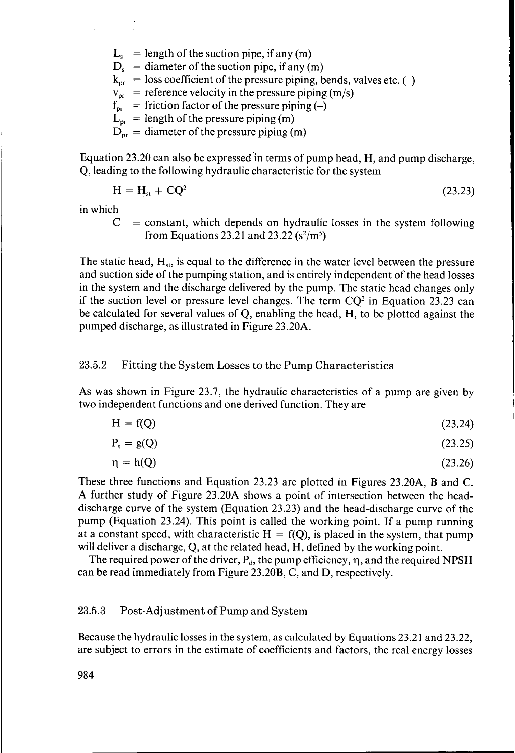$L_s$ = length of the suction pipe, if any (m)
$D_s$ = diameter of the suction pipe, if any (m)
$k_{pr}$ = loss coefficient of the pressure piping, bends, valves etc. (–)
$v_{pr}$ = reference velocity in the pressure piping (m/s)
$f_{pr}$ = friction factor of the pressure piping (–)
$L_{pr}$ = length of the pressure piping (m)
$D_{pr}$ = diameter of the pressure piping (m)

Equation 23.20 can also be expressed in terms of pump head, H, and pump discharge, Q, leading to the following hydraulic characteristic for the system

$$H = H_{st} + CQ^2 \tag{23.23}$$

in which

$C$ = constant, which depends on hydraulic losses in the system following from Equations 23.21 and 23.22 ($s^2/m^5$)

The static head, $H_{st}$, is equal to the difference in the water level between the pressure and suction side of the pumping station, and is entirely independent of the head losses in the system and the discharge delivered by the pump. The static head changes only if the suction level or pressure level changes. The term $CQ^2$ in Equation 23.23 can be calculated for several values of Q, enabling the head, H, to be plotted against the pumped discharge, as illustrated in Figure 23.20A.

### 23.5.2 Fitting the System Losses to the Pump Characteristics

As was shown in Figure 23.7, the hydraulic characteristics of a pump are given by two independent functions and one derived function. They are

$$H = f(Q) \tag{23.24}$$

$$P_s = g(Q) \tag{23.25}$$

$$\eta = h(Q) \tag{23.26}$$

These three functions and Equation 23.23 are plotted in Figures 23.20A, B and C. A further study of Figure 23.20A shows a point of intersection between the head-discharge curve of the system (Equation 23.23) and the head-discharge curve of the pump (Equation 23.24). This point is called the working point. If a pump running at a constant speed, with characteristic $H = f(Q)$, is placed in the system, that pump will deliver a discharge, Q, at the related head, H, defined by the working point.

The required power of the driver, $P_d$, the pump efficiency, $\eta$, and the required NPSH can be read immediately from Figure 23.20B, C, and D, respectively.

### 23.5.3 Post-Adjustment of Pump and System

Because the hydraulic losses in the system, as calculated by Equations 23.21 and 23.22, are subject to errors in the estimate of coefficients and factors, the real energy losses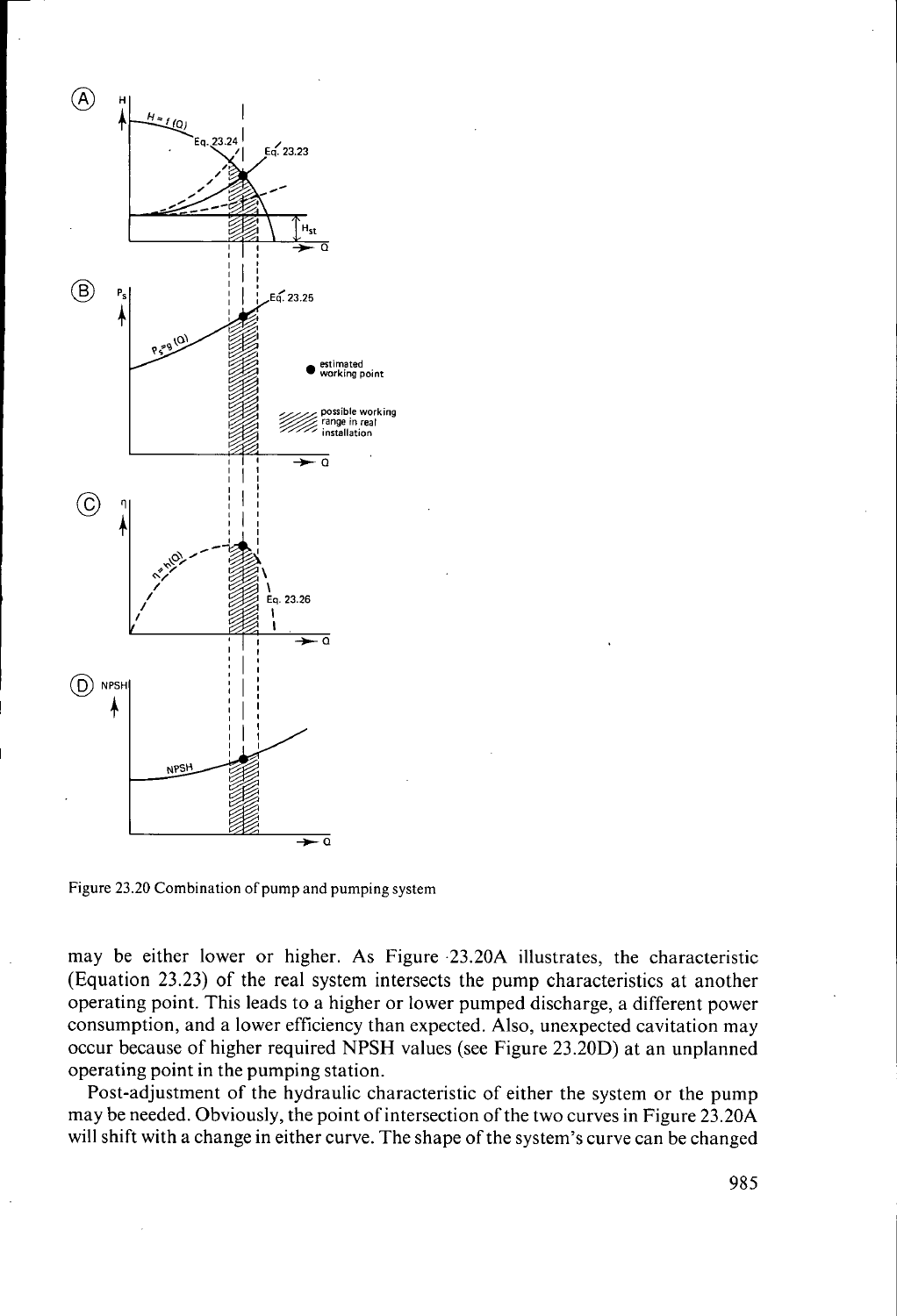Figure 23.20 Combination of pump and pumping system

may be either lower or higher. As Figure 23.20A illustrates, the characteristic (Equation 23.23) of the real system intersects the pump characteristics at another operating point. This leads to a higher or lower pumped discharge, a different power consumption, and a lower efficiency than expected. Also, unexpected cavitation may occur because of higher required NPSH values (see Figure 23.20D) at an unplanned operating point in the pumping station.

Post-adjustment of the hydraulic characteristic of either the system or the pump may be needed. Obviously, the point of intersection of the two curves in Figure 23.20A will shift with a change in either curve. The shape of the system's curve can be changed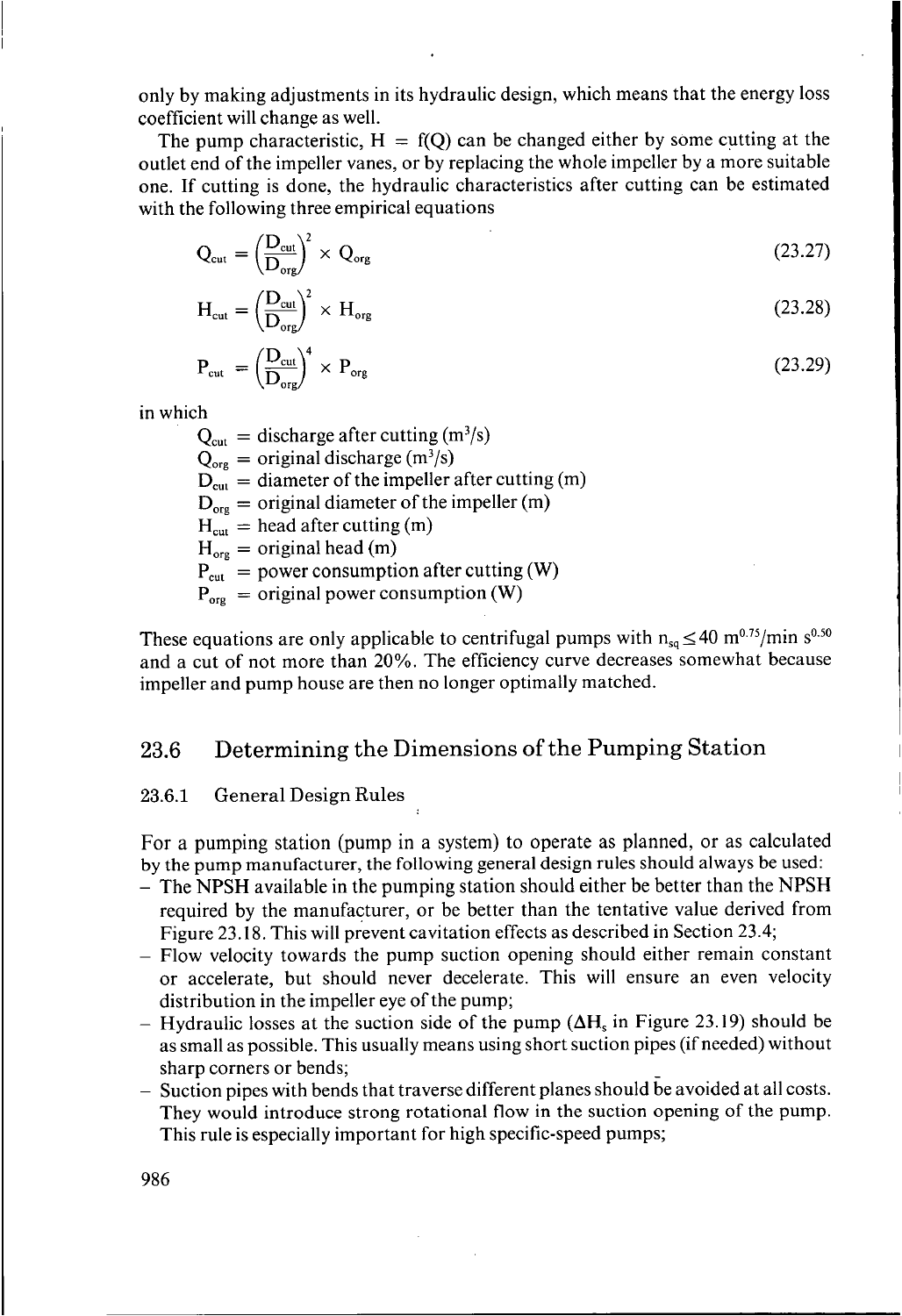only by making adjustments in its hydraulic design, which means that the energy loss coefficient will change as well.

The pump characteristic, H = f(Q) can be changed either by some cutting at the outlet end of the impeller vanes, or by replacing the whole impeller by a more suitable one. If cutting is done, the hydraulic characteristics after cutting can be estimated with the following three empirical equations

$$Q_{cut} = \left(\frac{D_{cut}}{D_{org}}\right)^2 \times Q_{org} \tag{23.27}$$

$$H_{cut} = \left(\frac{D_{cut}}{D_{org}}\right)^2 \times H_{org} \tag{23.28}$$

$$P_{cut} = \left(\frac{D_{cut}}{D_{org}}\right)^4 \times P_{org} \tag{23.29}$$

in which

- $Q_{cut}$ = discharge after cutting ($m^3/s$)
- $Q_{org}$ = original discharge ($m^3/s$)
- $D_{cut}$ = diameter of the impeller after cutting (m)
- $D_{org}$ = original diameter of the impeller (m)
- $H_{cut}$ = head after cutting (m)
- $H_{org}$ = original head (m)
- $P_{cut}$ = power consumption after cutting (W)
- $P_{org}$ = original power consumption (W)

These equations are only applicable to centrifugal pumps with $n_{sq} \leq 40$ $m^{0.75}/min$ $s^{0.50}$ and a cut of not more than 20%. The efficiency curve decreases somewhat because impeller and pump house are then no longer optimally matched.

## 23.6 Determining the Dimensions of the Pumping Station

### 23.6.1 General Design Rules

For a pumping station (pump in a system) to operate as planned, or as calculated by the pump manufacturer, the following general design rules should always be used:

- The NPSH available in the pumping station should either be better than the NPSH required by the manufacturer, or be better than the tentative value derived from Figure 23.18. This will prevent cavitation effects as described in Section 23.4;
- Flow velocity towards the pump suction opening should either remain constant or accelerate, but should never decelerate. This will ensure an even velocity distribution in the impeller eye of the pump;
- Hydraulic losses at the suction side of the pump ($\Delta H_s$ in Figure 23.19) should be as small as possible. This usually means using short suction pipes (if needed) without sharp corners or bends;
- Suction pipes with bends that traverse different planes should be avoided at all costs. They would introduce strong rotational flow in the suction opening of the pump. This rule is especially important for high specific-speed pumps;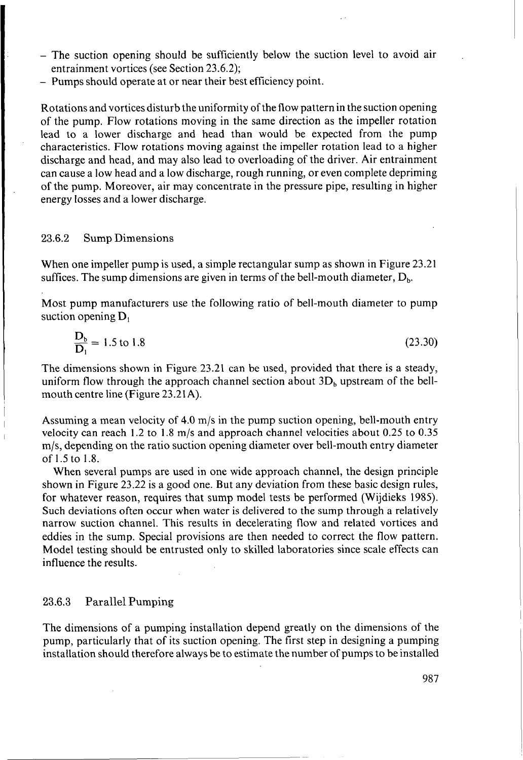- The suction opening should be sufficiently below the suction level to avoid air entrainment vortices (see Section 23.6.2);
- Pumps should operate at or near their best efficiency point.

Rotations and vortices disturb the uniformity of the flow pattern in the suction opening of the pump. Flow rotations moving in the same direction as the impeller rotation lead to a lower discharge and head than would be expected from the pump characteristics. Flow rotations moving against the impeller rotation lead to a higher discharge and head, and may also lead to overloading of the driver. Air entrainment can cause a low head and a low discharge, rough running, or even complete depriming of the pump. Moreover, air may concentrate in the pressure pipe, resulting in higher energy losses and a lower discharge.

### 23.6.2 Sump Dimensions

When one impeller pump is used, a simple rectangular sump as shown in Figure 23.21 suffices. The sump dimensions are given in terms of the bell-mouth diameter, $D_b$.

Most pump manufacturers use the following ratio of bell-mouth diameter to pump suction opening $D_l$

$$\frac{D_b}{D_l} = 1.5 \text{ to } 1.8 \tag{23.30}$$

The dimensions shown in Figure 23.21 can be used, provided that there is a steady, uniform flow through the approach channel section about $3D_b$ upstream of the bell-mouth centre line (Figure 23.21A).

Assuming a mean velocity of 4.0 m/s in the pump suction opening, bell-mouth entry velocity can reach 1.2 to 1.8 m/s and approach channel velocities about 0.25 to 0.35 m/s, depending on the ratio suction opening diameter over bell-mouth entry diameter of 1.5 to 1.8.

When several pumps are used in one wide approach channel, the design principle shown in Figure 23.22 is a good one. But any deviation from these basic design rules, for whatever reason, requires that sump model tests be performed (Wijdieks 1985). Such deviations often occur when water is delivered to the sump through a relatively narrow suction channel. This results in decelerating flow and related vortices and eddies in the sump. Special provisions are then needed to correct the flow pattern. Model testing should be entrusted only to skilled laboratories since scale effects can influence the results.

### 23.6.3 Parallel Pumping

The dimensions of a pumping installation depend greatly on the dimensions of the pump, particularly that of its suction opening. The first step in designing a pumping installation should therefore always be to estimate the number of pumps to be installed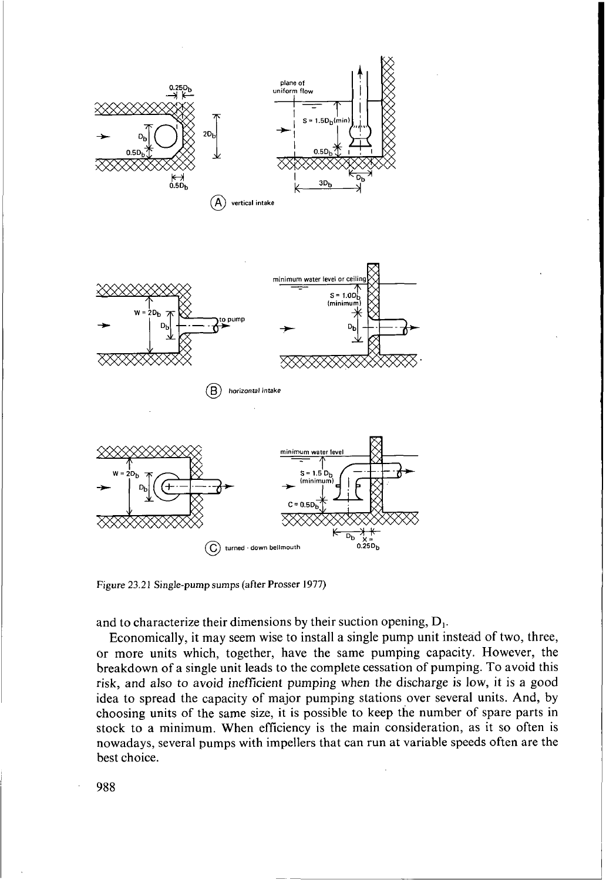Figure 23.21 Single-pump sumps (after Prosser 1977)

and to characterize their dimensions by their suction opening, $D_1$.

Economically, it may seem wise to install a single pump unit instead of two, three, or more units which, together, have the same pumping capacity. However, the breakdown of a single unit leads to the complete cessation of pumping. To avoid this risk, and also to avoid inefficient pumping when the discharge is low, it is a good idea to spread the capacity of major pumping stations over several units. And, by choosing units of the same size, it is possible to keep the number of spare parts in stock to a minimum. When efficiency is the main consideration, as it so often is nowadays, several pumps with impellers that can run at variable speeds often are the best choice.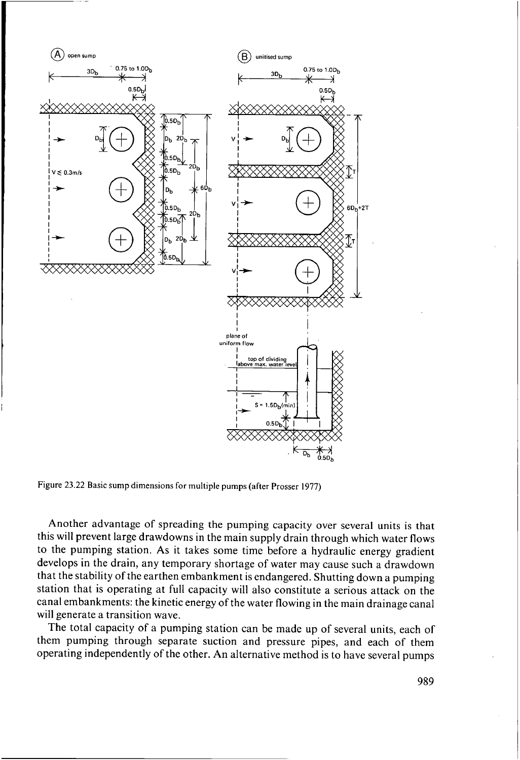Figure 23.22 Basic sump dimensions for multiple pumps (after Prosser 1977)

Another advantage of spreading the pumping capacity over several units is that this will prevent large drawdowns in the main supply drain through which water flows to the pumping station. As it takes some time before a hydraulic energy gradient develops in the drain, any temporary shortage of water may cause such a drawdown that the stability of the earthen embankment is endangered. Shutting down a pumping station that is operating at full capacity will also constitute a serious attack on the canal embankments: the kinetic energy of the water flowing in the main drainage canal will generate a transition wave.

The total capacity of a pumping station can be made up of several units, each of them pumping through separate suction and pressure pipes, and each of them operating independently of the other. An alternative method is to have several pumps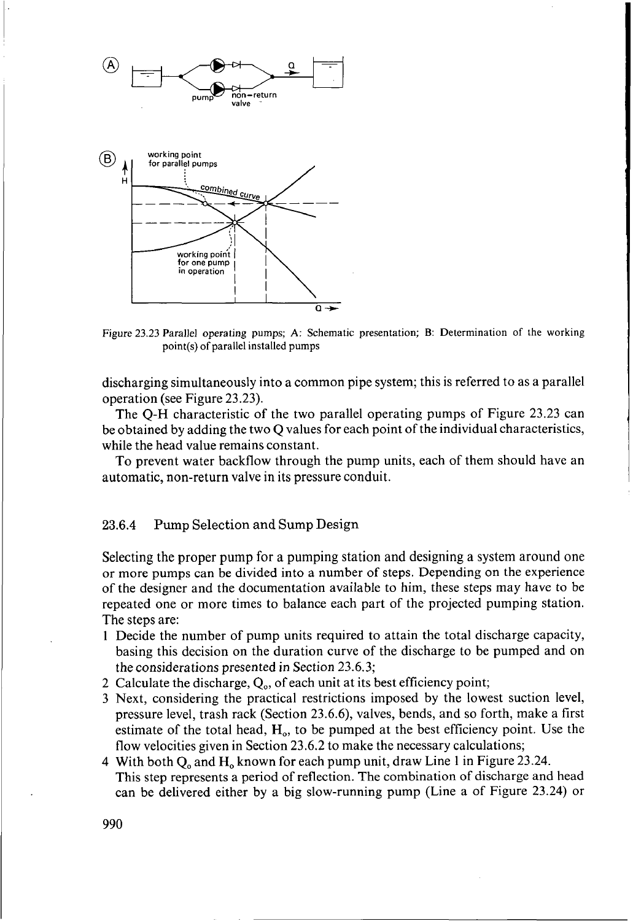Figure 23.23 Parallel operating pumps; A: Schematic presentation; B: Determination of the working point(s) of parallel installed pumps

discharging simultaneously into a common pipe system; this is referred to as a parallel operation (see Figure 23.23).

The Q-H characteristic of the two parallel operating pumps of Figure 23.23 can be obtained by adding the two Q values for each point of the individual characteristics, while the head value remains constant.

To prevent water backflow through the pump units, each of them should have an automatic, non-return valve in its pressure conduit.

### 23.6.4 Pump Selection and Sump Design

Selecting the proper pump for a pumping station and designing a system around one or more pumps can be divided into a number of steps. Depending on the experience of the designer and the documentation available to him, these steps may have to be repeated one or more times to balance each part of the projected pumping station. The steps are:

1. Decide the number of pump units required to attain the total discharge capacity, basing this decision on the duration curve of the discharge to be pumped and on the considerations presented in Section 23.6.3;
2. Calculate the discharge, $Q_o$, of each unit at its best efficiency point;
3. Next, considering the practical restrictions imposed by the lowest suction level, pressure level, trash rack (Section 23.6.6), valves, bends, and so forth, make a first estimate of the total head, $H_o$, to be pumped at the best efficiency point. Use the flow velocities given in Section 23.6.2 to make the necessary calculations;
4. With both $Q_o$ and $H_o$ known for each pump unit, draw Line 1 in Figure 23.24. This step represents a period of reflection. The combination of discharge and head can be delivered either by a big slow-running pump (Line a of Figure 23.24) or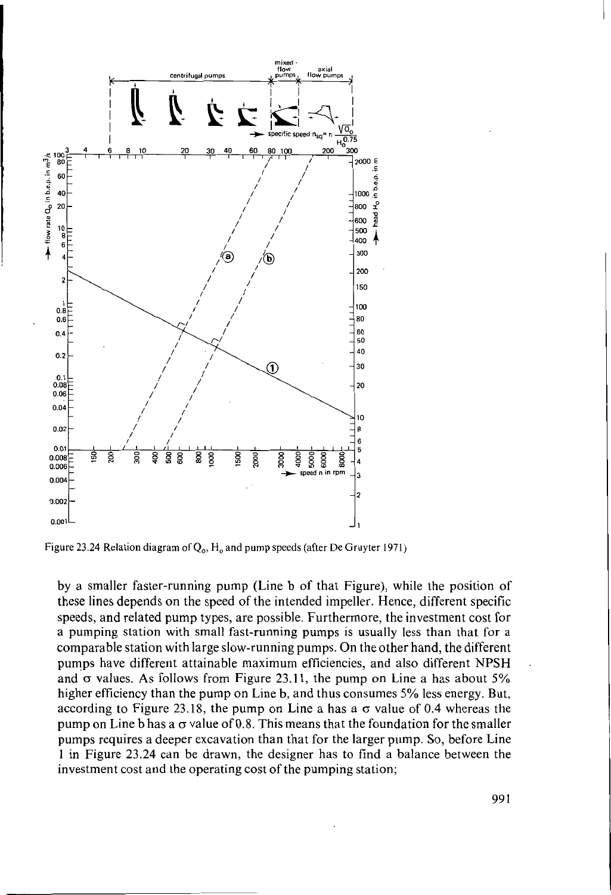Figure 23.24 Relation diagram of $Q_o$, $H_o$ and pump speeds (after De Gruyter 1971)

by a smaller faster-running pump (Line b of that Figure), while the position of these lines depends on the speed of the intended impeller. Hence, different specific speeds, and related pump types, are possible. Furthermore, the investment cost for a pumping station with small fast-running pumps is usually less than that for a comparable station with large slow-running pumps. On the other hand, the different pumps have different attainable maximum efficiencies, and also different NPSH and $\sigma$ values. As follows from Figure 23.11, the pump on Line a has about 5% higher efficiency than the pump on Line b, and thus consumes 5% less energy. But, according to Figure 23.18, the pump on Line a has a $\sigma$ value of 0.4 whereas the pump on Line b has a $\sigma$ value of 0.8. This means that the foundation for the smaller pumps requires a deeper excavation than that for the larger pump. So, before Line 1 in Figure 23.24 can be drawn, the designer has to find a balance between the investment cost and the operating cost of the pumping station;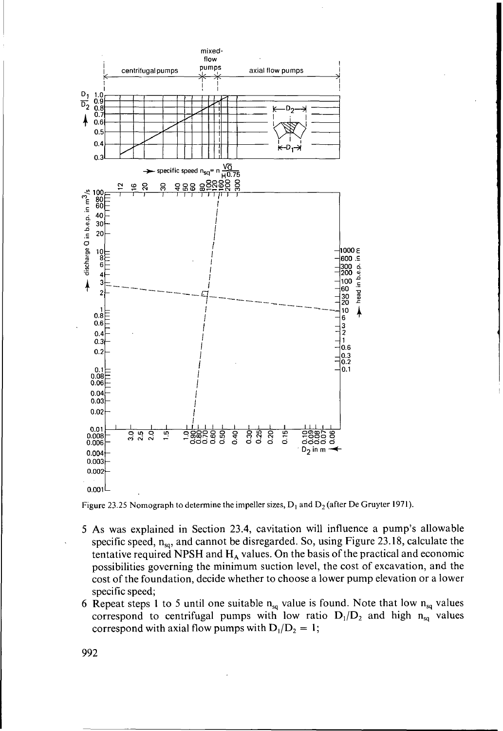Figure 23.25 Nomograph to determine the impeller sizes, $D_1$ and $D_2$ (after De Gruyter 1971).

5 As was explained in Section 23.4, cavitation will influence a pump's allowable specific speed, $n_{sq}$, and cannot be disregarded. So, using Figure 23.18, calculate the tentative required NPSH and $H_A$ values. On the basis of the practical and economic possibilities governing the minimum suction level, the cost of excavation, and the cost of the foundation, decide whether to choose a lower pump elevation or a lower specific speed;

6 Repeat steps 1 to 5 until one suitable $n_{sq}$ value is found. Note that low $n_{sq}$ values correspond to centrifugal pumps with low ratio $D_1/D_2$ and high $n_{sq}$ values correspond with axial flow pumps with $D_1/D_2 = 1$;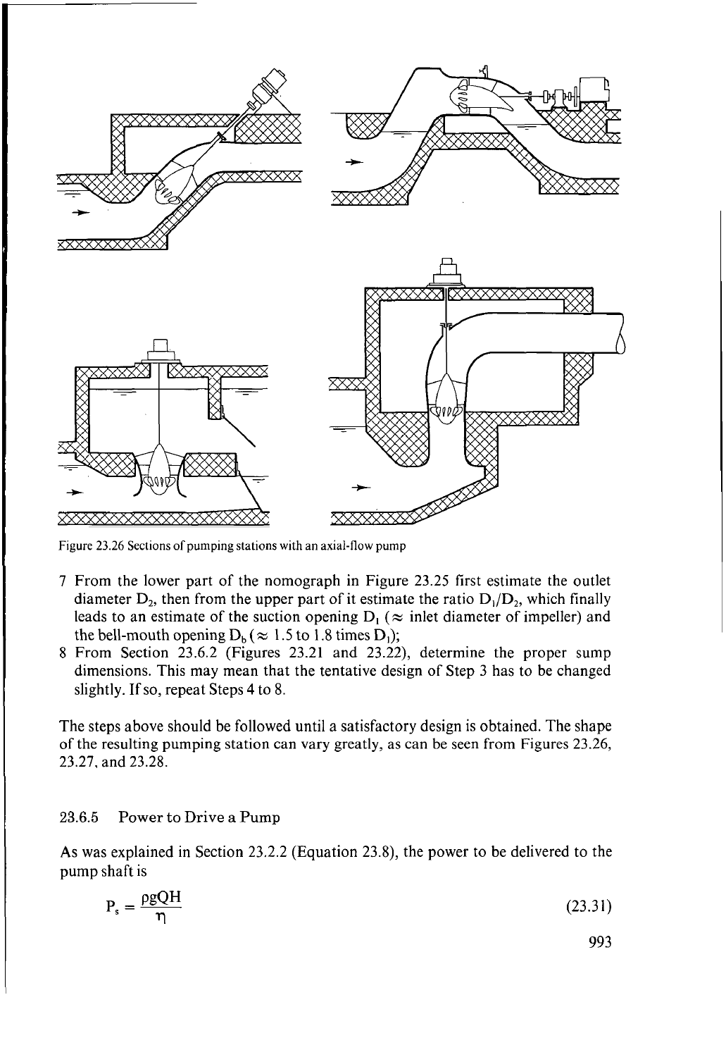Figure 23.26 Sections of pumping stations with an axial-flow pump

7 From the lower part of the nomograph in Figure 23.25 first estimate the outlet diameter $D_2$, then from the upper part of it estimate the ratio $D_1/D_2$, which finally leads to an estimate of the suction opening $D_1$ ($\approx$ inlet diameter of impeller) and the bell-mouth opening $D_b$ ($\approx$ 1.5 to 1.8 times $D_1$);
8 From Section 23.6.2 (Figures 23.21 and 23.22), determine the proper sump dimensions. This may mean that the tentative design of Step 3 has to be changed slightly. If so, repeat Steps 4 to 8.

The steps above should be followed until a satisfactory design is obtained. The shape of the resulting pumping station can vary greatly, as can be seen from Figures 23.26, 23.27, and 23.28.

### 23.6.5 Power to Drive a Pump

As was explained in Section 23.2.2 (Equation 23.8), the power to be delivered to the pump shaft is

$$P_s = \frac{\rho g Q H}{\eta} \tag{23.31}$$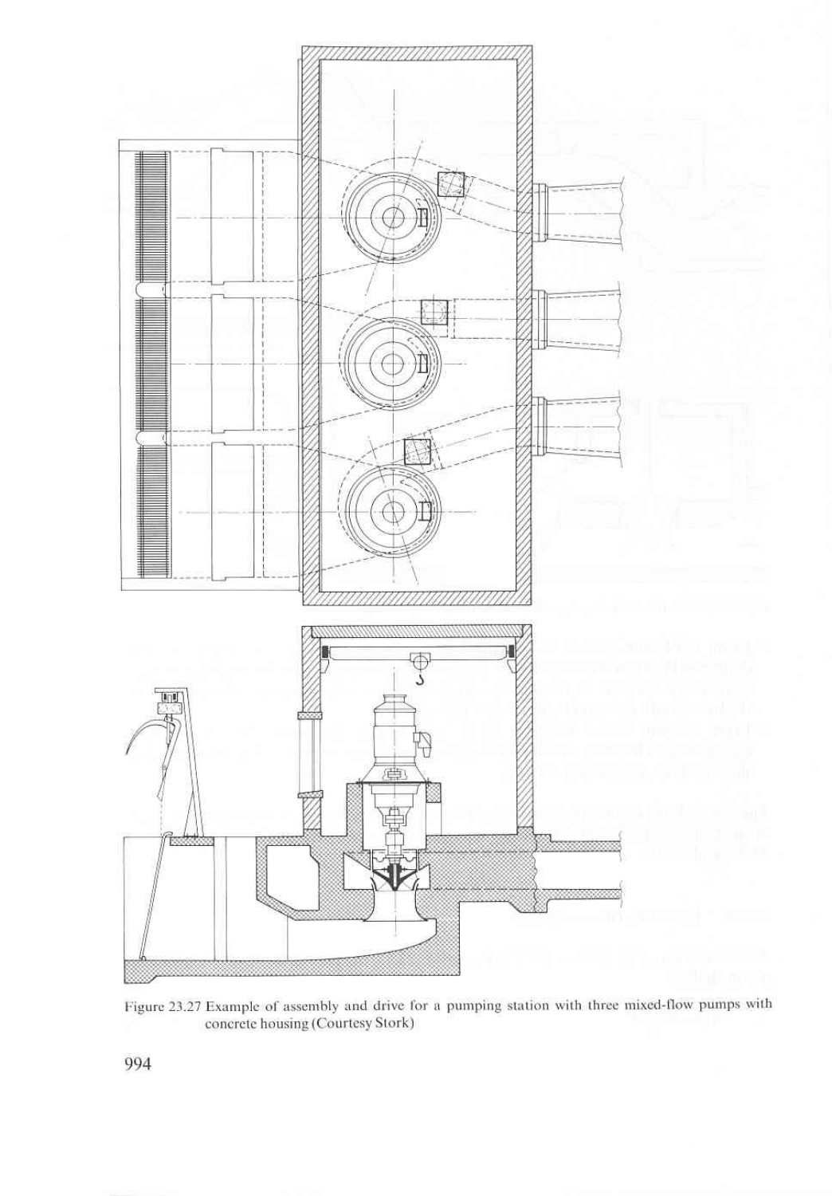Figure 23.27 Example of assembly and drive for a pumping station with three mixed-flow pumps with concrete housing (Courtesy Stork)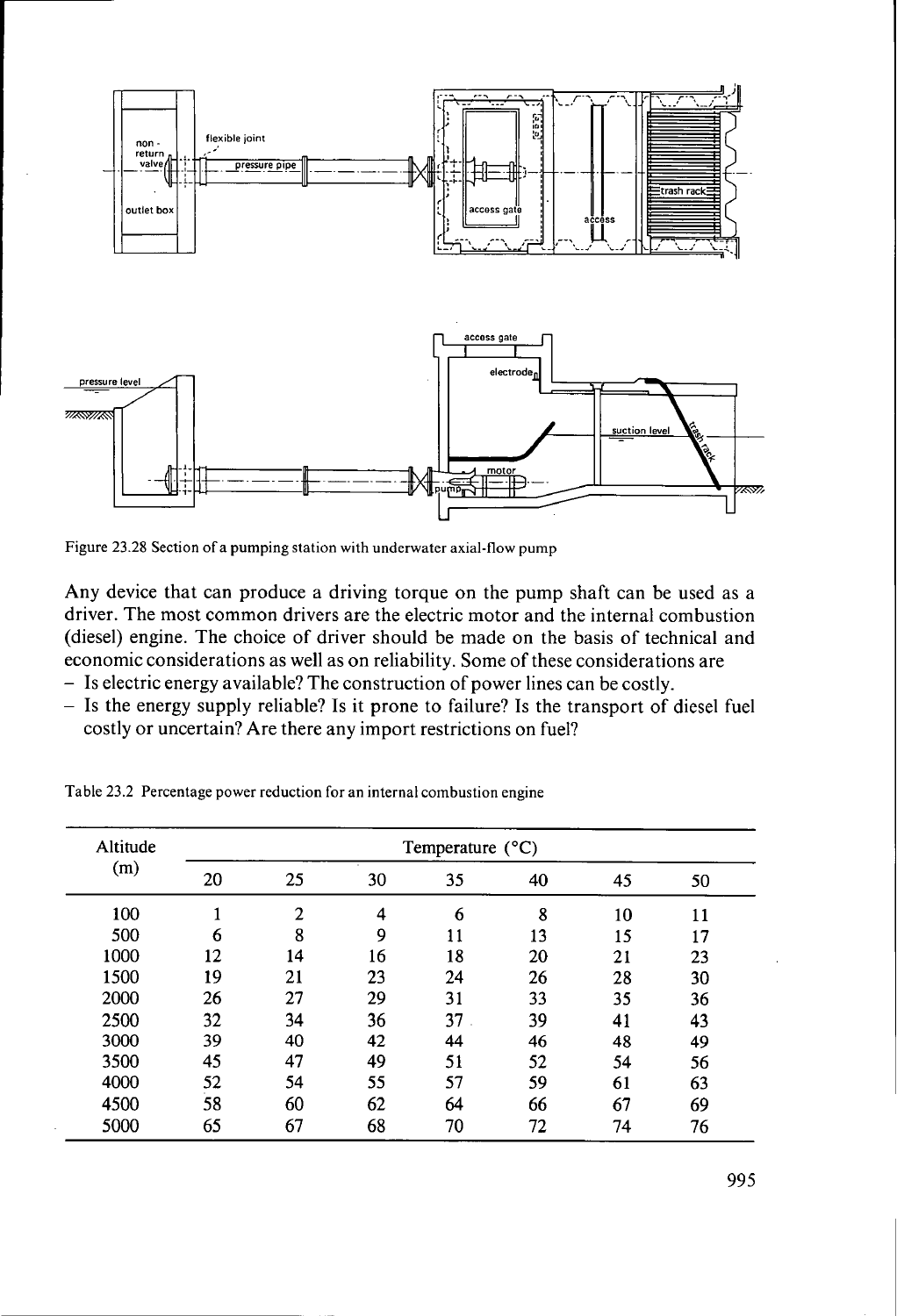Figure 23.28 Section of a pumping station with underwater axial-flow pump

Any device that can produce a driving torque on the pump shaft can be used as a driver. The most common drivers are the electric motor and the internal combustion (diesel) engine. The choice of driver should be made on the basis of technical and economic considerations as well as on reliability. Some of these considerations are

- Is electric energy available? The construction of power lines can be costly.
- Is the energy supply reliable? Is it prone to failure? Is the transport of diesel fuel costly or uncertain? Are there any import restrictions on fuel?

Table 23.2 Percentage power reduction for an internal combustion engine

| Altitude (m) | Temperature (°C) | | | | | | |
|---|---|---|---|---|---|---|---|
| | 20 | 25 | 30 | 35 | 40 | 45 | 50 |
| 100 | 1 | 2 | 4 | 6 | 8 | 10 | 11 |
| 500 | 6 | 8 | 9 | 11 | 13 | 15 | 17 |
| 1000 | 12 | 14 | 16 | 18 | 20 | 21 | 23 |
| 1500 | 19 | 21 | 23 | 24 | 26 | 28 | 30 |
| 2000 | 26 | 27 | 29 | 31 | 33 | 35 | 36 |
| 2500 | 32 | 34 | 36 | 37 | 39 | 41 | 43 |
| 3000 | 39 | 40 | 42 | 44 | 46 | 48 | 49 |
| 3500 | 45 | 47 | 49 | 51 | 52 | 54 | 56 |
| 4000 | 52 | 54 | 55 | 57 | 59 | 61 | 63 |
| 4500 | 58 | 60 | 62 | 64 | 66 | 67 | 69 |
| 5000 | 65 | 67 | 68 | 70 | 72 | 74 | 76 |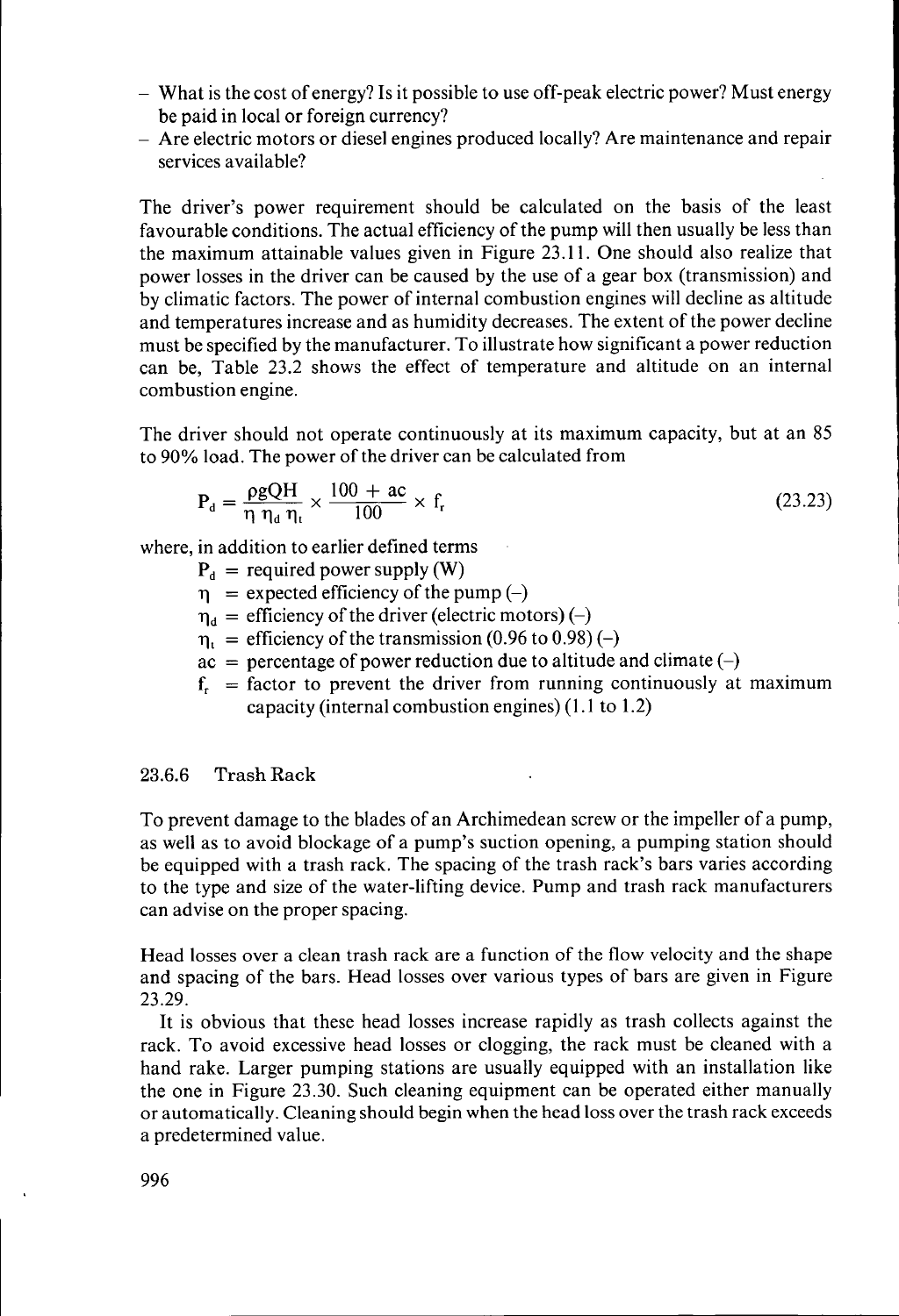- What is the cost of energy? Is it possible to use off-peak electric power? Must energy be paid in local or foreign currency?
- Are electric motors or diesel engines produced locally? Are maintenance and repair services available?

The driver's power requirement should be calculated on the basis of the least favourable conditions. The actual efficiency of the pump will then usually be less than the maximum attainable values given in Figure 23.11. One should also realize that power losses in the driver can be caused by the use of a gear box (transmission) and by climatic factors. The power of internal combustion engines will decline as altitude and temperatures increase and as humidity decreases. The extent of the power decline must be specified by the manufacturer. To illustrate how significant a power reduction can be, Table 23.2 shows the effect of temperature and altitude on an internal combustion engine.

The driver should not operate continuously at its maximum capacity, but at an 85 to 90% load. The power of the driver can be calculated from

$$P_d = \frac{\rho g Q H}{\eta \, \eta_d \, \eta_t} \times \frac{100 + ac}{100} \times f_r \tag{23.23}$$

where, in addition to earlier defined terms

- $P_d$ = required power supply (W)
- $\eta$ = expected efficiency of the pump (–)
- $\eta_d$ = efficiency of the driver (electric motors) (–)
- $\eta_t$ = efficiency of the transmission (0.96 to 0.98) (–)
- $ac$ = percentage of power reduction due to altitude and climate (–)
- $f_r$ = factor to prevent the driver from running continuously at maximum capacity (internal combustion engines) (1.1 to 1.2)

### 23.6.6 Trash Rack

To prevent damage to the blades of an Archimedean screw or the impeller of a pump, as well as to avoid blockage of a pump's suction opening, a pumping station should be equipped with a trash rack. The spacing of the trash rack's bars varies according to the type and size of the water-lifting device. Pump and trash rack manufacturers can advise on the proper spacing.

Head losses over a clean trash rack are a function of the flow velocity and the shape and spacing of the bars. Head losses over various types of bars are given in Figure 23.29.

It is obvious that these head losses increase rapidly as trash collects against the rack. To avoid excessive head losses or clogging, the rack must be cleaned with a hand rake. Larger pumping stations are usually equipped with an installation like the one in Figure 23.30. Such cleaning equipment can be operated either manually or automatically. Cleaning should begin when the head loss over the trash rack exceeds a predetermined value.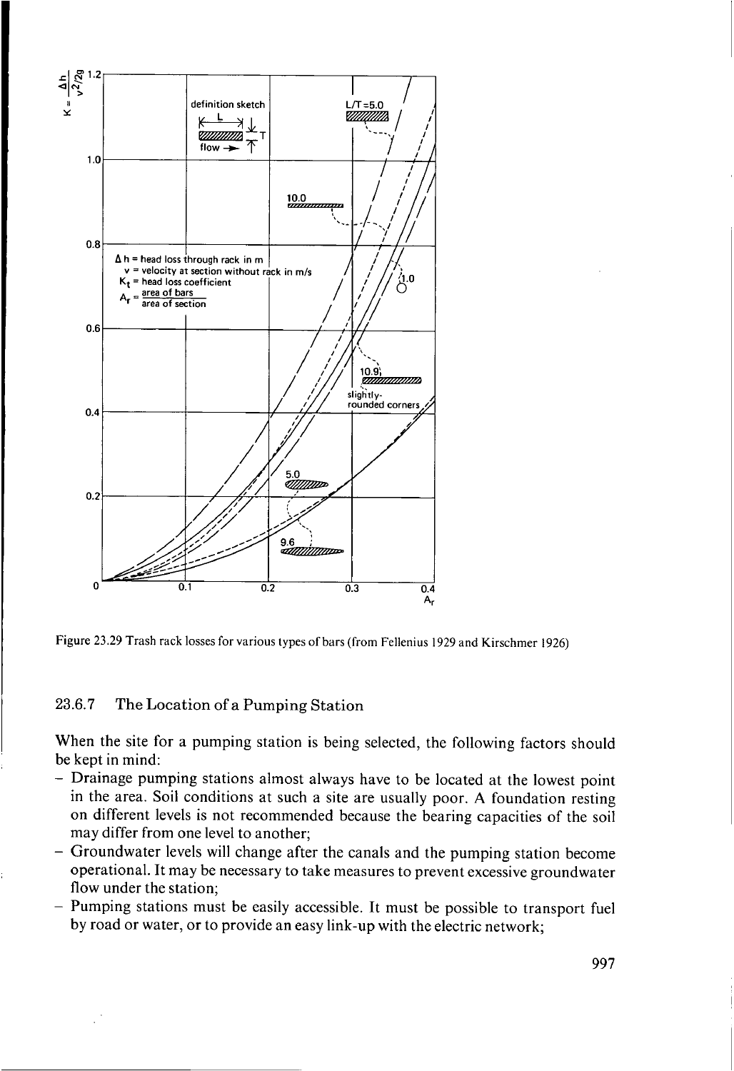Figure 23.29 Trash rack losses for various types of bars (from Fellenius 1929 and Kirschmer 1926)

### 23.6.7 The Location of a Pumping Station

When the site for a pumping station is being selected, the following factors should be kept in mind:

- Drainage pumping stations almost always have to be located at the lowest point in the area. Soil conditions at such a site are usually poor. A foundation resting on different levels is not recommended because the bearing capacities of the soil may differ from one level to another;
- Groundwater levels will change after the canals and the pumping station become operational. It may be necessary to take measures to prevent excessive groundwater flow under the station;
- Pumping stations must be easily accessible. It must be possible to transport fuel by road or water, or to provide an easy link-up with the electric network;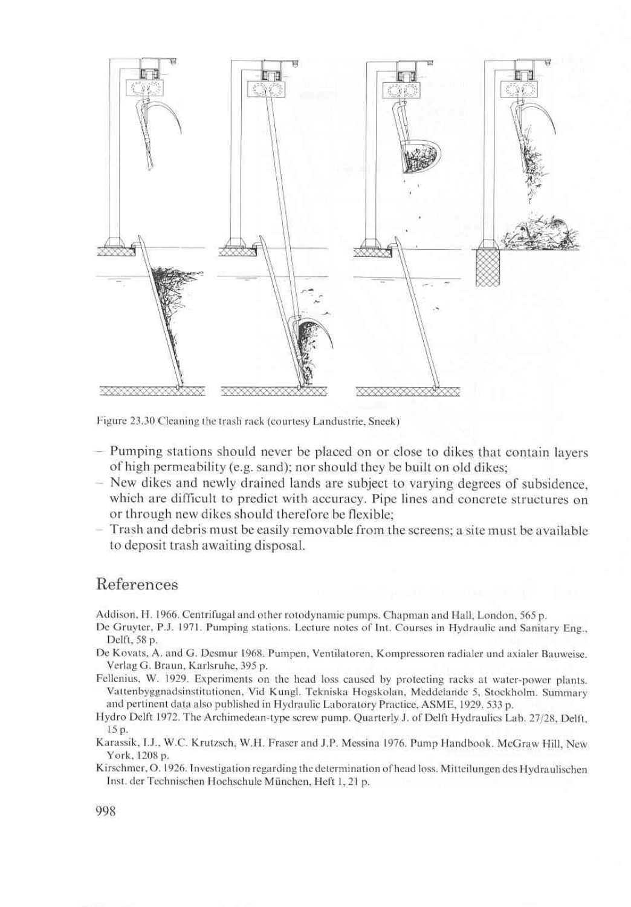Figure 23.30 Cleaning the trash rack (courtesy Landustrie, Sneek)

- Pumping stations should never be placed on or close to dikes that contain layers of high permeability (e.g. sand); nor should they be built on old dikes;
- New dikes and newly drained lands are subject to varying degrees of subsidence, which are difficult to predict with accuracy. Pipe lines and concrete structures on or through new dikes should therefore be flexible;
- Trash and debris must be easily removable from the screens; a site must be available to deposit trash awaiting disposal.

## References

Addison, H. 1966. Centrifugal and other rotodynamic pumps. Chapman and Hall, London, 565 p.

De Gruyter, P.J. 1971. Pumping stations. Lecture notes of Int. Courses in Hydraulic and Sanitary Eng., Delft, 58 p.

De Kovats, A. and G. Desmur 1968. Pumpen, Ventilatoren, Kompressoren radialer und axialer Bauweise. Verlag G. Braun, Karlsruhe, 395 p.

Fellenius, W. 1929. Experiments on the head loss caused by protecting racks at water-power plants. Vattenbyggnadsinstitutionen, Vid Kungl. Tekniska Hogskolan, Meddelande 5, Stockholm. Summary and pertinent data also published in Hydraulic Laboratory Practice, ASME, 1929. 533 p.

Hydro Delft 1972. The Archimedean-type screw pump. Quarterly J. of Delft Hydraulics Lab. 27/28, Delft, 15 p.

Karassik, I.J., W.C. Krutzsch, W.H. Fraser and J.P. Messina 1976. Pump Handbook. McGraw Hill, New York, 1208 p.

Kirschmer, O. 1926. Investigation regarding the determination of head loss. Mitteilungen des Hydraulischen Inst. der Technischen Hochschule München, Heft 1, 21 p.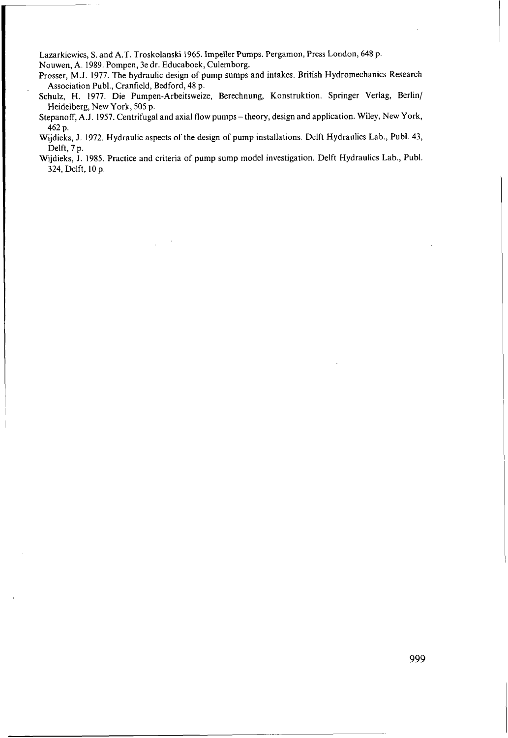Lazarkiewics, S. and A.T. Troskolanski 1965. Impeller Pumps. Pergamon, Press London, 648 p.

Nouwen, A. 1989. Pompen, 3e dr. Educaboek, Culemborg.

Prosser, M.J. 1977. The hydraulic design of pump sumps and intakes. British Hydromechanics Research Association Publ., Cranfield, Bedford, 48 p.

Schulz, H. 1977. Die Pumpen-Arbeitsweize, Berechnung, Konstruktion. Springer Verlag, Berlin/ Heidelberg, New York, 505 p.

Stepanoff, A.J. 1957. Centrifugal and axial flow pumps – theory, design and application. Wiley, New York, 462 p.

Wijdieks, J. 1972. Hydraulic aspects of the design of pump installations. Delft Hydraulics Lab., Publ. 43, Delft, 7 p.

Wijdieks, J. 1985. Practice and criteria of pump sump model investigation. Delft Hydraulics Lab., Publ. 324, Delft, 10 p.